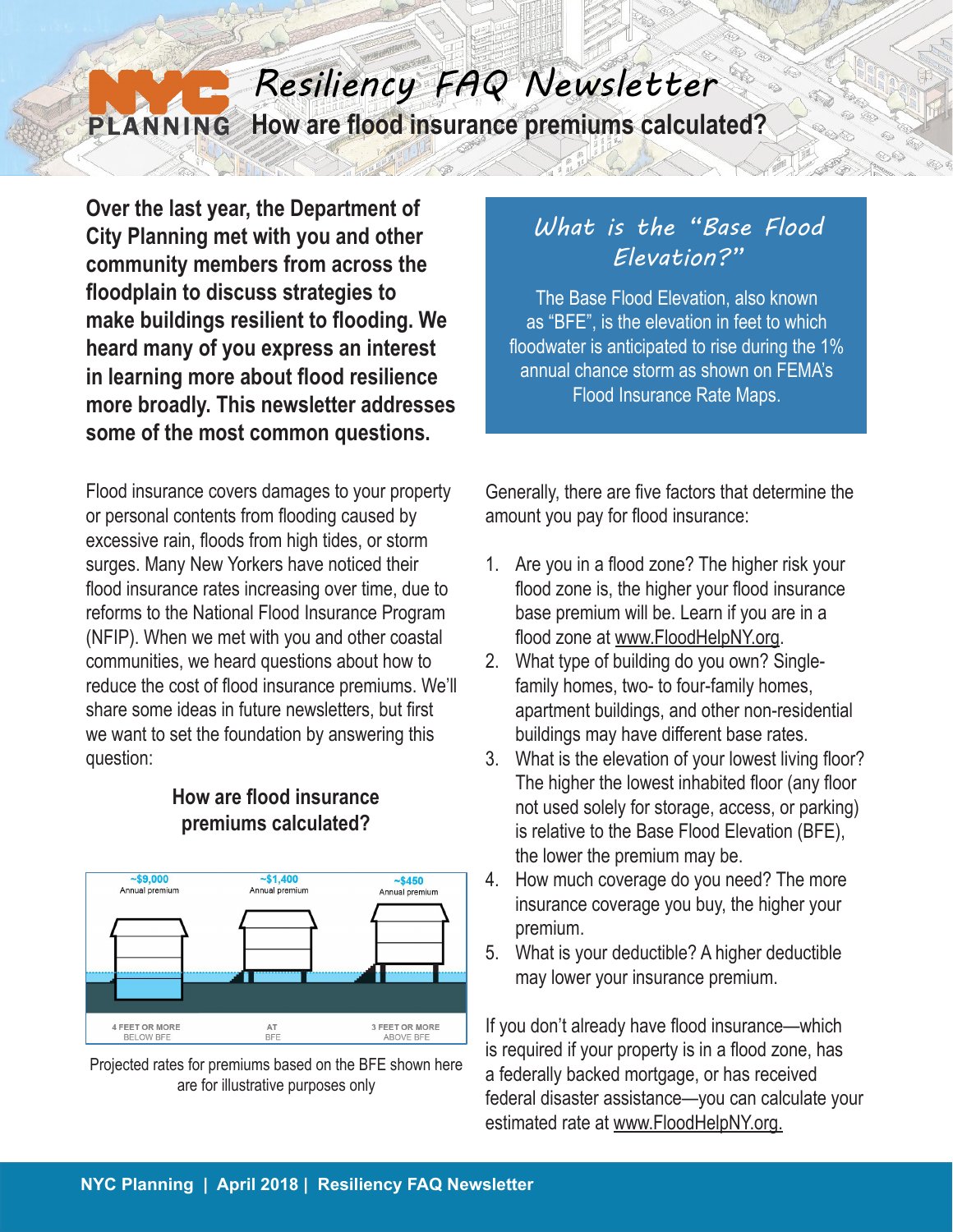# Resiliency FAQ Newsletter

## How are flood insurance premiums calculated?

**Over the last year, the Department of City Planning met with you and other community members from across the floodplain to discuss strategies to make buildings resilient to flooding. We heard many of you express an interest in learning more about flood resilience more broadly. This newsletter addresses some of the most common questions.**

### *What is the "Base Flood Elevation?"*

The Base Flood Elevation, also known as "BFE", is the elevation in feet to which floodwater is anticipated to rise during the 1% annual chance storm as shown on FEMA's Flood Insurance Rate Maps.

Flood insurance covers damages to your property or personal contents from flooding caused by excessive rain, floods from high tides, or storm surges. Many New Yorkers have noticed their flood insurance rates increasing over time, due to reforms to the National Flood Insurance Program (NFIP). When we met with you and other coastal communities, we heard questions about how to reduce the cost of flood insurance premiums. We'll share some ideas in future newsletters, but first we want to set the foundation by answering this question:

### How are flood insurance premiums calculated?

| ~$9,000 Annual premium | ~$1,400 Annual premium | ~$450 Annual premium |
|---|---|---|
| 4 FEET OR MORE BELOW BFE | AT BFE | 3 FEET OR MORE ABOVE BFE |

Projected rates for premiums based on the BFE shown here are for illustrative purposes only

Generally, there are five factors that determine the amount you pay for flood insurance:

1. Are you in a flood zone? The higher risk your flood zone is, the higher your flood insurance base premium will be. Learn if you are in a flood zone at www.FloodHelpNY.org.
2. What type of building do you own? Single-family homes, two- to four-family homes, apartment buildings, and other non-residential buildings may have different base rates.
3. What is the elevation of your lowest living floor? The higher the lowest inhabited floor (any floor not used solely for storage, access, or parking) is relative to the Base Flood Elevation (BFE), the lower the premium may be.
4. How much coverage do you need? The more insurance coverage you buy, the higher your premium.
5. What is your deductible? A higher deductible may lower your insurance premium.

If you don't already have flood insurance—which is required if your property is in a flood zone, has a federally backed mortgage, or has received federal disaster assistance—you can calculate your estimated rate at www.FloodHelpNY.org.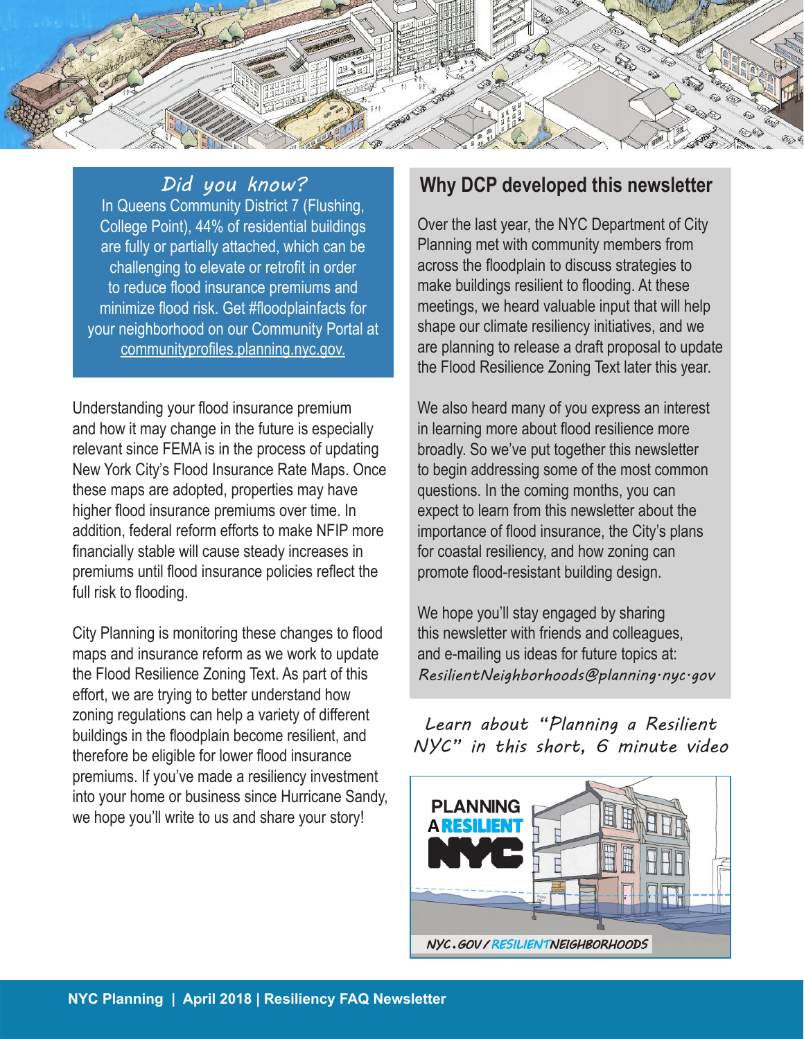*Did you know?*

In Queens Community District 7 (Flushing, College Point), 44% of residential buildings are fully or partially attached, which can be challenging to elevate or retrofit in order to reduce flood insurance premiums and minimize flood risk. Get #floodplainfacts for your neighborhood on our Community Portal at communityprofiles.planning.nyc.gov.

Understanding your flood insurance premium and how it may change in the future is especially relevant since FEMA is in the process of updating New York City's Flood Insurance Rate Maps. Once these maps are adopted, properties may have higher flood insurance premiums over time. In addition, federal reform efforts to make NFIP more financially stable will cause steady increases in premiums until flood insurance policies reflect the full risk to flooding.

City Planning is monitoring these changes to flood maps and insurance reform as we work to update the Flood Resilience Zoning Text. As part of this effort, we are trying to better understand how zoning regulations can help a variety of different buildings in the floodplain become resilient, and therefore be eligible for lower flood insurance premiums. If you've made a resiliency investment into your home or business since Hurricane Sandy, we hope you'll write to us and share your story!

## Why DCP developed this newsletter

Over the last year, the NYC Department of City Planning met with community members from across the floodplain to discuss strategies to make buildings resilient to flooding. At these meetings, we heard valuable input that will help shape our climate resiliency initiatives, and we are planning to release a draft proposal to update the Flood Resilience Zoning Text later this year.

We also heard many of you express an interest in learning more about flood resilience more broadly. So we've put together this newsletter to begin addressing some of the most common questions. In the coming months, you can expect to learn from this newsletter about the importance of flood insurance, the City's plans for coastal resiliency, and how zoning can promote flood-resistant building design.

We hope you'll stay engaged by sharing this newsletter with friends and colleagues, and e-mailing us ideas for future topics at: *ResilientNeighborhoods@planning.nyc.gov*

*Learn about "Planning a Resilient NYC" in this short, 6 minute video*

PLANNING A RESILIENT NYC

NYC.GOV/RESILIENTNEIGHBORHOODS